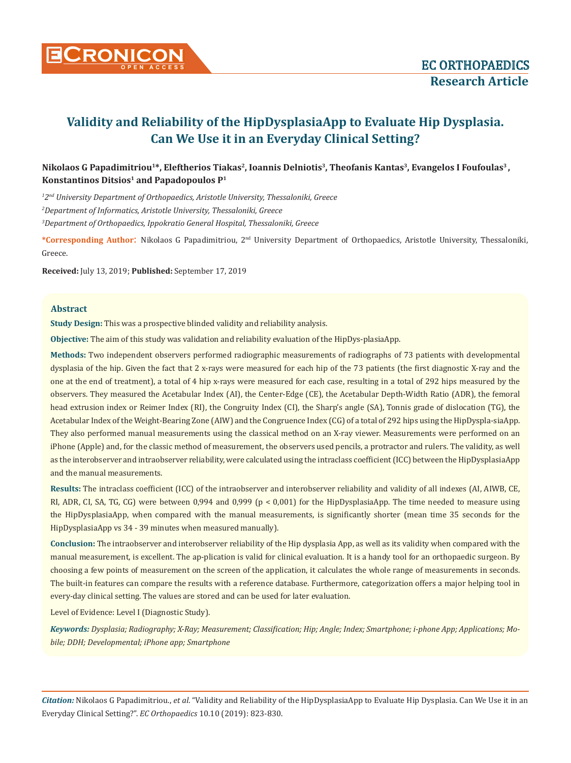# Validity and Reliability of the HipDysplasiaApp to Evaluate Hip Dysplasia. Can We Use it in an Everyday Clinical Setting?

**Nikolaos G Papadimitriou[1]\*, Eleftherios Tiakas[2], Ioannis Delniotis[3], Theofanis Kantas[3], Evangelos I Foufoulas[3], Konstantinos Ditsios[1] and Papadopoulos P[1]**

*[1]2nd University Department of Orthopaedics, Aristotle University, Thessaloniki, Greece*

*[2]Department of Informatics, Aristotle University, Thessaloniki, Greece*

*[3]Department of Orthopaedics, Ippokratio General Hospital, Thessaloniki, Greece*

**\*Corresponding Author:** Nikolaos G Papadimitriou, 2nd University Department of Orthopaedics, Aristotle University, Thessaloniki, Greece.

**Received:** July 13, 2019; **Published:** September 17, 2019

## Abstract

**Study Design:** This was a prospective blinded validity and reliability analysis.

**Objective:** The aim of this study was validation and reliability evaluation of the HipDys-plasiaApp.

**Methods:** Two independent observers performed radiographic measurements of radiographs of 73 patients with developmental dysplasia of the hip. Given the fact that 2 x-rays were measured for each hip of the 73 patients (the first diagnostic X-ray and the one at the end of treatment), a total of 4 hip x-rays were measured for each case, resulting in a total of 292 hips measured by the observers. They measured the Acetabular Index (AI), the Center-Edge (CE), the Acetabular Depth-Width Ratio (ADR), the femoral head extrusion index or Reimer Index (RI), the Congruity Index (CI), the Sharp's angle (SA), Tonnis grade of dislocation (TG), the Acetabular Index of the Weight-Bearing Zone (AIW) and the Congruence Index (CG) of a total of 292 hips using the HipDyspla-siaApp. They also performed manual measurements using the classical method on an X-ray viewer. Measurements were performed on an iPhone (Apple) and, for the classic method of measurement, the observers used pencils, a protractor and rulers. The validity, as well as the interobserver and intraobserver reliability, were calculated using the intraclass coefficient (ICC) between the HipDysplasiaApp and the manual measurements.

**Results:** The intraclass coefficient (ICC) of the intraobserver and interobserver reliability and validity of all indexes (AI, AIWB, CE, RI, ADR, CI, SA, TG, CG) were between 0,994 and 0,999 ($p < 0,001$) for the HipDysplasiaApp. The time needed to measure using the HipDysplasiaApp, when compared with the manual measurements, is significantly shorter (mean time 35 seconds for the HipDysplasiaApp vs 34 - 39 minutes when measured manually).

**Conclusion:** The intraobserver and interobserver reliability of the Hip dysplasia App, as well as its validity when compared with the manual measurement, is excellent. The ap-plication is valid for clinical evaluation. It is a handy tool for an orthopaedic surgeon. By choosing a few points of measurement on the screen of the application, it calculates the whole range of measurements in seconds. The built-in features can compare the results with a reference database. Furthermore, categorization offers a major helping tool in every-day clinical setting. The values are stored and can be used for later evaluation.

Level of Evidence: Level I (Diagnostic Study).

***Keywords:*** *Dysplasia; Radiography; X-Ray; Measurement; Classification; Hip; Angle; Index; Smartphone; i-phone App; Applications; Mobile; DDH; Developmental; iPhone app; Smartphone*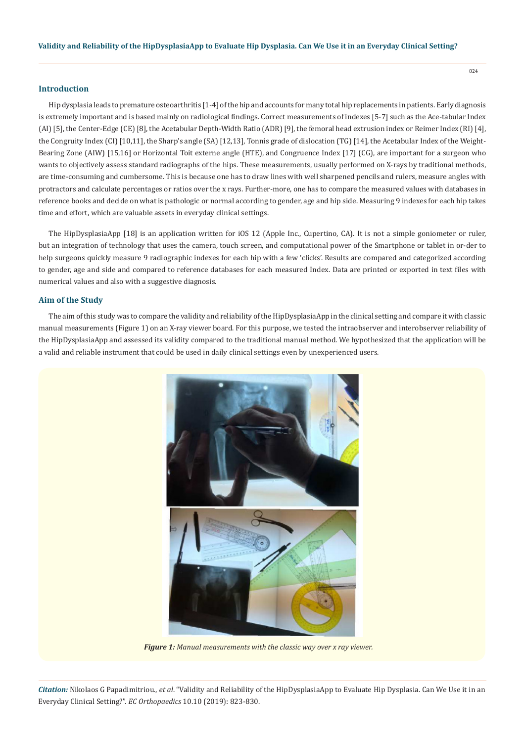## Introduction

Hip dysplasia leads to premature osteoarthritis [1-4] of the hip and accounts for many total hip replacements in patients. Early diagnosis is extremely important and is based mainly on radiological findings. Correct measurements of indexes [5-7] such as the Ace-tabular Index (AI) [5], the Center-Edge (CE) [8], the Acetabular Depth-Width Ratio (ADR) [9], the femoral head extrusion index or Reimer Index (RI) [4], the Congruity Index (CI) [10,11], the Sharp's angle (SA) [12,13], Tonnis grade of dislocation (TG) [14], the Acetabular Index of the Weight-Bearing Zone (AIW) [15,16] or Horizontal Toit externe angle (HTE), and Congruence Index [17] (CG), are important for a surgeon who wants to objectively assess standard radiographs of the hips. These measurements, usually performed on X-rays by traditional methods, are time-consuming and cumbersome. This is because one has to draw lines with well sharpened pencils and rulers, measure angles with protractors and calculate percentages or ratios over the x rays. Further-more, one has to compare the measured values with databases in reference books and decide on what is pathologic or normal according to gender, age and hip side. Measuring 9 indexes for each hip takes time and effort, which are valuable assets in everyday clinical settings.

The HipDysplasiaApp [18] is an application written for iOS 12 (Apple Inc., Cupertino, CA). It is not a simple goniometer or ruler, but an integration of technology that uses the camera, touch screen, and computational power of the Smartphone or tablet in or-der to help surgeons quickly measure 9 radiographic indexes for each hip with a few 'clicks'. Results are compared and categorized according to gender, age and side and compared to reference databases for each measured Index. Data are printed or exported in text files with numerical values and also with a suggestive diagnosis.

## Aim of the Study

The aim of this study was to compare the validity and reliability of the HipDysplasiaApp in the clinical setting and compare it with classic manual measurements (Figure 1) on an X-ray viewer board. For this purpose, we tested the intraobserver and interobserver reliability of the HipDysplasiaApp and assessed its validity compared to the traditional manual method. We hypothesized that the application will be a valid and reliable instrument that could be used in daily clinical settings even by unexperienced users.

***Figure 1:*** *Manual measurements with the classic way over x ray viewer.*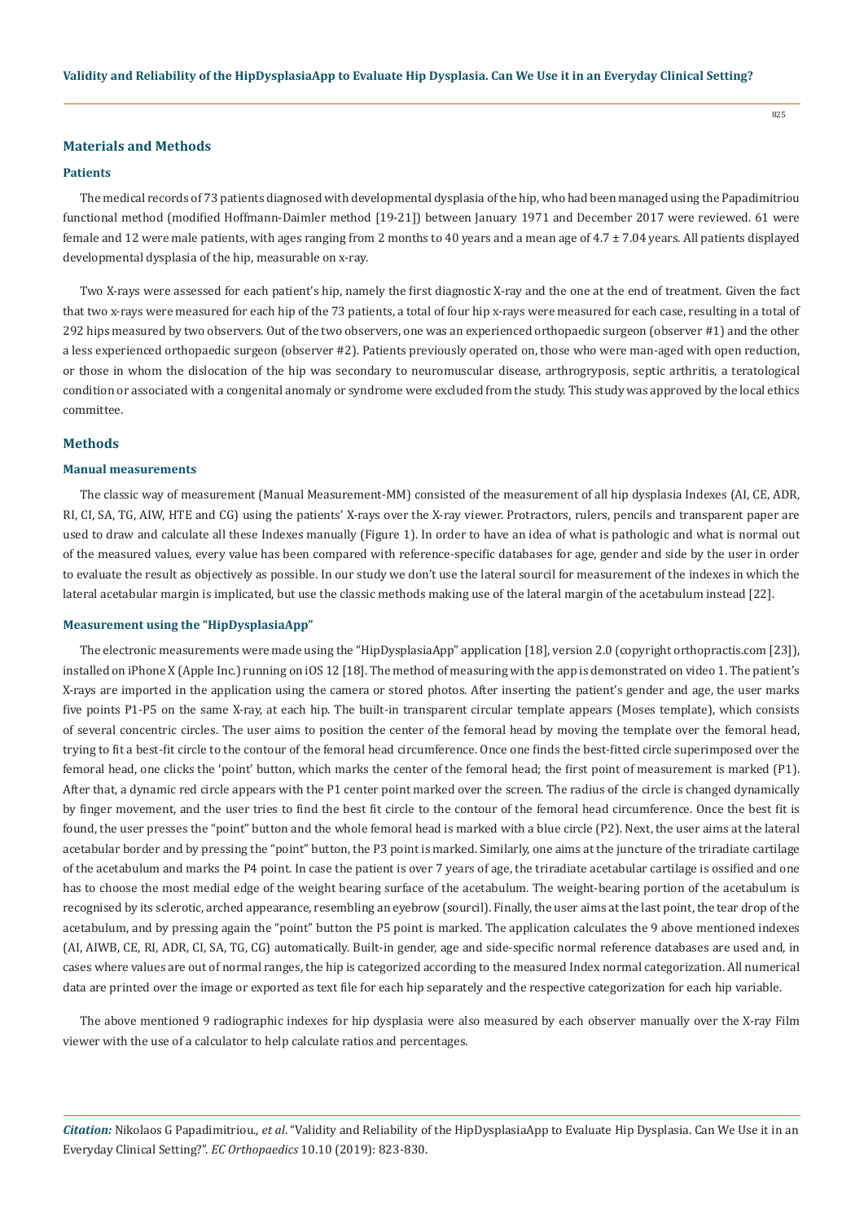## Materials and Methods

### Patients

The medical records of 73 patients diagnosed with developmental dysplasia of the hip, who had been managed using the Papadimitriou functional method (modified Hoffmann-Daimler method [19-21]) between January 1971 and December 2017 were reviewed. 61 were female and 12 were male patients, with ages ranging from 2 months to 40 years and a mean age of 4.7 ± 7.04 years. All patients displayed developmental dysplasia of the hip, measurable on x-ray.

Two X-rays were assessed for each patient's hip, namely the first diagnostic X-ray and the one at the end of treatment. Given the fact that two x-rays were measured for each hip of the 73 patients, a total of four hip x-rays were measured for each case, resulting in a total of 292 hips measured by two observers. Out of the two observers, one was an experienced orthopaedic surgeon (observer #1) and the other a less experienced orthopaedic surgeon (observer #2). Patients previously operated on, those who were man-aged with open reduction, or those in whom the dislocation of the hip was secondary to neuromuscular disease, arthrogryposis, septic arthritis, a teratological condition or associated with a congenital anomaly or syndrome were excluded from the study. This study was approved by the local ethics committee.

## Methods

### Manual measurements

The classic way of measurement (Manual Measurement-MM) consisted of the measurement of all hip dysplasia Indexes (AI, CE, ADR, RI, CI, SA, TG, AIW, HTE and CG) using the patients' X-rays over the X-ray viewer. Protractors, rulers, pencils and transparent paper are used to draw and calculate all these Indexes manually (Figure 1). In order to have an idea of what is pathologic and what is normal out of the measured values, every value has been compared with reference-specific databases for age, gender and side by the user in order to evaluate the result as objectively as possible. In our study we don't use the lateral sourcil for measurement of the indexes in which the lateral acetabular margin is implicated, but use the classic methods making use of the lateral margin of the acetabulum instead [22].

### Measurement using the "HipDysplasiaApp"

The electronic measurements were made using the "HipDysplasiaApp" application [18], version 2.0 (copyright orthopractis.com [23]), installed on iPhone X (Apple Inc.) running on iOS 12 [18]. The method of measuring with the app is demonstrated on video 1. The patient's X-rays are imported in the application using the camera or stored photos. After inserting the patient's gender and age, the user marks five points P1-P5 on the same X-ray, at each hip. The built-in transparent circular template appears (Moses template), which consists of several concentric circles. The user aims to position the center of the femoral head by moving the template over the femoral head, trying to fit a best-fit circle to the contour of the femoral head circumference. Once one finds the best-fitted circle superimposed over the femoral head, one clicks the 'point' button, which marks the center of the femoral head; the first point of measurement is marked (P1). After that, a dynamic red circle appears with the P1 center point marked over the screen. The radius of the circle is changed dynamically by finger movement, and the user tries to find the best fit circle to the contour of the femoral head circumference. Once the best fit is found, the user presses the "point" button and the whole femoral head is marked with a blue circle (P2). Next, the user aims at the lateral acetabular border and by pressing the "point" button, the P3 point is marked. Similarly, one aims at the juncture of the triradiate cartilage of the acetabulum and marks the P4 point. In case the patient is over 7 years of age, the triradiate acetabular cartilage is ossified and one has to choose the most medial edge of the weight bearing surface of the acetabulum. The weight-bearing portion of the acetabulum is recognised by its sclerotic, arched appearance, resembling an eyebrow (sourcil). Finally, the user aims at the last point, the tear drop of the acetabulum, and by pressing again the "point" button the P5 point is marked. The application calculates the 9 above mentioned indexes (AI, AIWB, CE, RI, ADR, CI, SA, TG, CG) automatically. Built-in gender, age and side-specific normal reference databases are used and, in cases where values are out of normal ranges, the hip is categorized according to the measured Index normal categorization. All numerical data are printed over the image or exported as text file for each hip separately and the respective categorization for each hip variable.

The above mentioned 9 radiographic indexes for hip dysplasia were also measured by each observer manually over the X-ray Film viewer with the use of a calculator to help calculate ratios and percentages.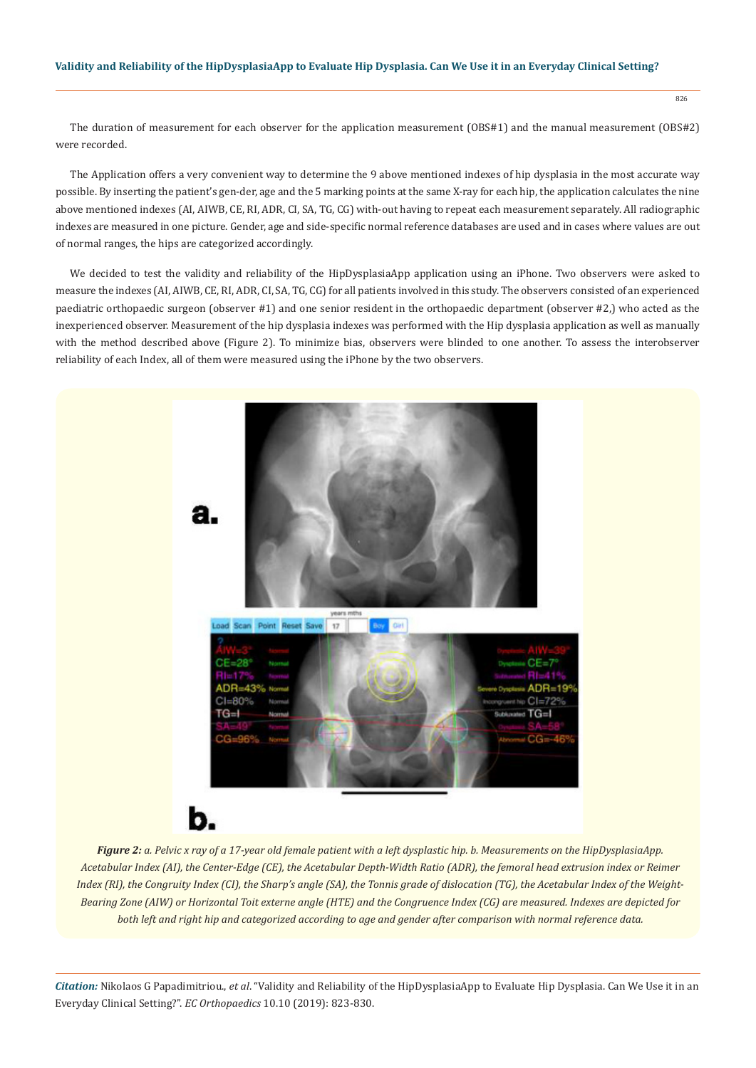The duration of measurement for each observer for the application measurement (OBS#1) and the manual measurement (OBS#2) were recorded.

The Application offers a very convenient way to determine the 9 above mentioned indexes of hip dysplasia in the most accurate way possible. By inserting the patient's gen-der, age and the 5 marking points at the same X-ray for each hip, the application calculates the nine above mentioned indexes (AI, AIWB, CE, RI, ADR, CI, SA, TG, CG) with-out having to repeat each measurement separately. All radiographic indexes are measured in one picture. Gender, age and side-specific normal reference databases are used and in cases where values are out of normal ranges, the hips are categorized accordingly.

We decided to test the validity and reliability of the HipDysplasiaApp application using an iPhone. Two observers were asked to measure the indexes (AI, AIWB, CE, RI, ADR, CI, SA, TG, CG) for all patients involved in this study. The observers consisted of an experienced paediatric orthopaedic surgeon (observer #1) and one senior resident in the orthopaedic department (observer #2,) who acted as the inexperienced observer. Measurement of the hip dysplasia indexes was performed with the Hip dysplasia application as well as manually with the method described above (Figure 2). To minimize bias, observers were blinded to one another. To assess the interobserver reliability of each Index, all of them were measured using the iPhone by the two observers.

***Figure 2:*** *a. Pelvic x ray of a 17-year old female patient with a left dysplastic hip. b. Measurements on the HipDysplasiaApp. Acetabular Index (AI), the Center-Edge (CE), the Acetabular Depth-Width Ratio (ADR), the femoral head extrusion index or Reimer Index (RI), the Congruity Index (CI), the Sharp's angle (SA), the Tonnis grade of dislocation (TG), the Acetabular Index of the Weight-Bearing Zone (AIW) or Horizontal Toit externe angle (HTE) and the Congruence Index (CG) are measured. Indexes are depicted for both left and right hip and categorized according to age and gender after comparison with normal reference data.*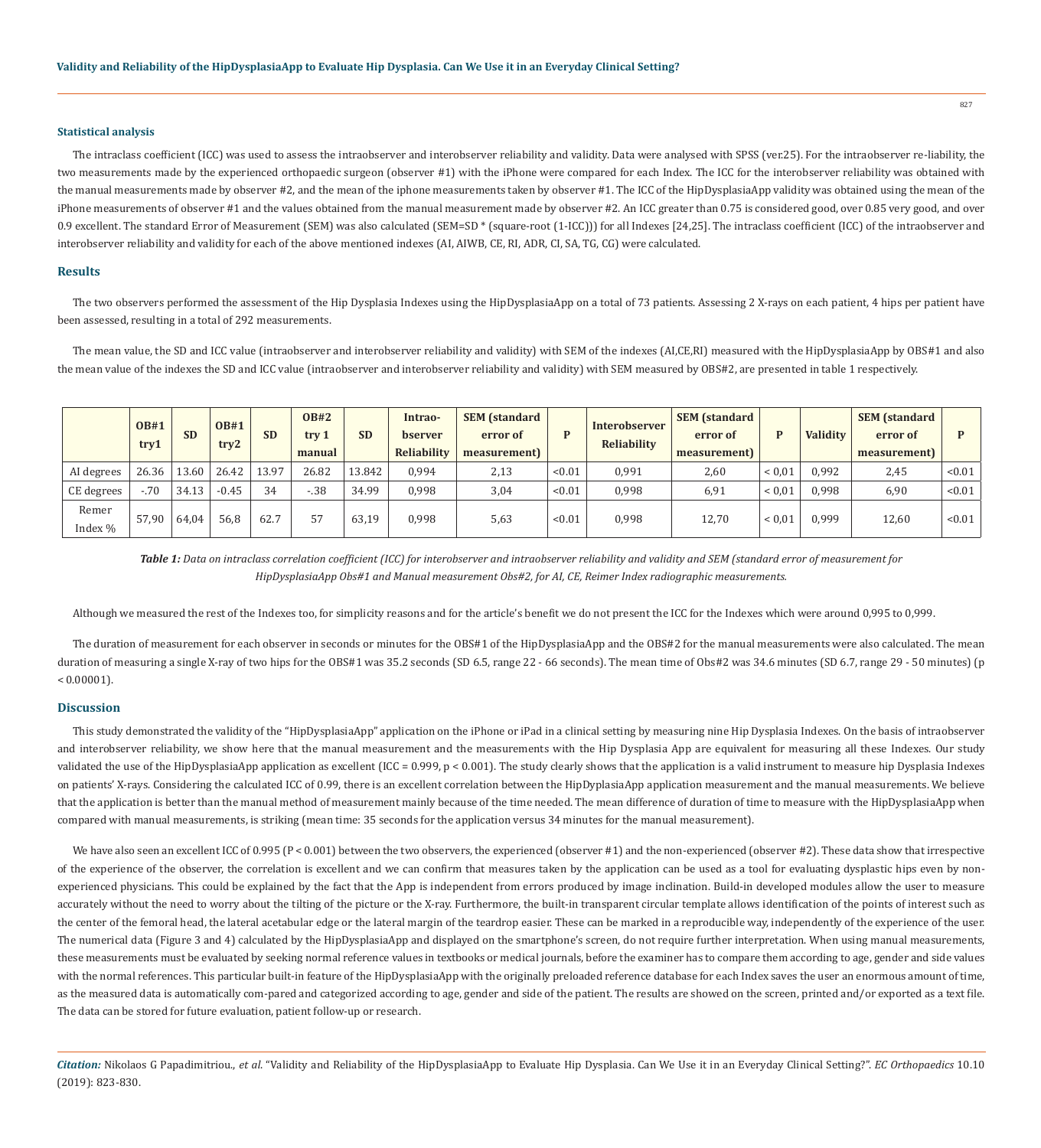### Statistical analysis

The intraclass coefficient (ICC) was used to assess the intraobserver and interobserver reliability and validity. Data were analysed with SPSS (ver.25). For the intraobserver re-liability, the two measurements made by the experienced orthopaedic surgeon (observer #1) with the iPhone were compared for each Index. The ICC for the interobserver reliability was obtained with the manual measurements made by observer #2, and the mean of the iphone measurements taken by observer #1. The ICC of the HipDysplasiaApp validity was obtained using the mean of the iPhone measurements of observer #1 and the values obtained from the manual measurement made by observer #2. An ICC greater than 0.75 is considered good, over 0.85 very good, and over 0.9 excellent. The standard Error of Measurement (SEM) was also calculated (SEM=SD * (square-root (1-ICC))) for all Indexes [24,25]. The intraclass coefficient (ICC) of the intraobserver and interobserver reliability and validity for each of the above mentioned indexes (AI, AIWB, CE, RI, ADR, CI, SA, TG, CG) were calculated.

## Results

The two observers performed the assessment of the Hip Dysplasia Indexes using the HipDysplasiaApp on a total of 73 patients. Assessing 2 X-rays on each patient, 4 hips per patient have been assessed, resulting in a total of 292 measurements.

The mean value, the SD and ICC value (intraobserver and interobserver reliability and validity) with SEM of the indexes (AI,CE,RI) measured with the HipDysplasiaApp by OBS#1 and also the mean value of the indexes the SD and ICC value (intraobserver and interobserver reliability and validity) with SEM measured by OBS#2, are presented in table 1 respectively.

| | OB#1 try1 | SD | OB#1 try2 | SD | OB#2 try 1 manual | SD | Intraobserver Reliability | SEM (standard error of measurement) | P | Interobserver Reliability | SEM (standard error of measurement) | P | Validity | SEM (standard error of measurement) | P |
|---|---|---|---|---|---|---|---|---|---|---|---|---|---|---|---|
| AI degrees | 26.36 | 13.60 | 26.42 | 13.97 | 26.82 | 13.842 | 0,994 | 2,13 | <0.01 | 0,991 | 2,60 | < 0,01 | 0,992 | 2,45 | <0.01 |
| CE degrees | -.70 | 34.13 | -0.45 | 34 | -.38 | 34.99 | 0,998 | 3,04 | <0.01 | 0,998 | 6,91 | < 0,01 | 0,998 | 6,90 | <0.01 |
| Remer Index % | 57,90 | 64,04 | 56,8 | 62.7 | 57 | 63,19 | 0,998 | 5,63 | <0.01 | 0,998 | 12,70 | < 0,01 | 0,999 | 12,60 | <0.01 |

***Table 1:*** *Data on intraclass correlation coefficient (ICC) for interobserver and intraobserver reliability and validity and SEM (standard error of measurement for HipDysplasiaApp Obs#1 and Manual measurement Obs#2, for AI, CE, Reimer Index radiographic measurements.*

Although we measured the rest of the Indexes too, for simplicity reasons and for the article's benefit we do not present the ICC for the Indexes which were around 0,995 to 0,999.

The duration of measurement for each observer in seconds or minutes for the OBS#1 of the HipDysplasiaApp and the OBS#2 for the manual measurements were also calculated. The mean duration of measuring a single X-ray of two hips for the OBS#1 was 35.2 seconds (SD 6.5, range 22 - 66 seconds). The mean time of Obs#2 was 34.6 minutes (SD 6.7, range 29 - 50 minutes) ($p < 0.00001$).

## Discussion

This study demonstrated the validity of the "HipDysplasiaApp" application on the iPhone or iPad in a clinical setting by measuring nine Hip Dysplasia Indexes. On the basis of intraobserver and interobserver reliability, we show here that the manual measurement and the measurements with the Hip Dysplasia App are equivalent for measuring all these Indexes. Our study validated the use of the HipDysplasiaApp application as excellent (ICC = 0.999, $p < 0.001$). The study clearly shows that the application is a valid instrument to measure hip Dysplasia Indexes on patients' X-rays. Considering the calculated ICC of 0.99, there is an excellent correlation between the HipDyplasiaApp application measurement and the manual measurements. We believe that the application is better than the manual method of measurement mainly because of the time needed. The mean difference of duration of time to measure with the HipDysplasiaApp when compared with manual measurements, is striking (mean time: 35 seconds for the application versus 34 minutes for the manual measurement).

We have also seen an excellent ICC of 0.995 ($P < 0.001$) between the two observers, the experienced (observer #1) and the non-experienced (observer #2). These data show that irrespective of the experience of the observer, the correlation is excellent and we can confirm that measures taken by the application can be used as a tool for evaluating dysplastic hips even by non-experienced physicians. This could be explained by the fact that the App is independent from errors produced by image inclination. Build-in developed modules allow the user to measure accurately without the need to worry about the tilting of the picture or the X-ray. Furthermore, the built-in transparent circular template allows identification of the points of interest such as the center of the femoral head, the lateral acetabular edge or the lateral margin of the teardrop easier. These can be marked in a reproducible way, independently of the experience of the user. The numerical data (Figure 3 and 4) calculated by the HipDysplasiaApp and displayed on the smartphone's screen, do not require further interpretation. When using manual measurements, these measurements must be evaluated by seeking normal reference values in textbooks or medical journals, before the examiner has to compare them according to age, gender and side values with the normal references. This particular built-in feature of the HipDysplasiaApp with the originally preloaded reference database for each Index saves the user an enormous amount of time, as the measured data is automatically com-pared and categorized according to age, gender and side of the patient. The results are showed on the screen, printed and/or exported as a text file. The data can be stored for future evaluation, patient follow-up or research.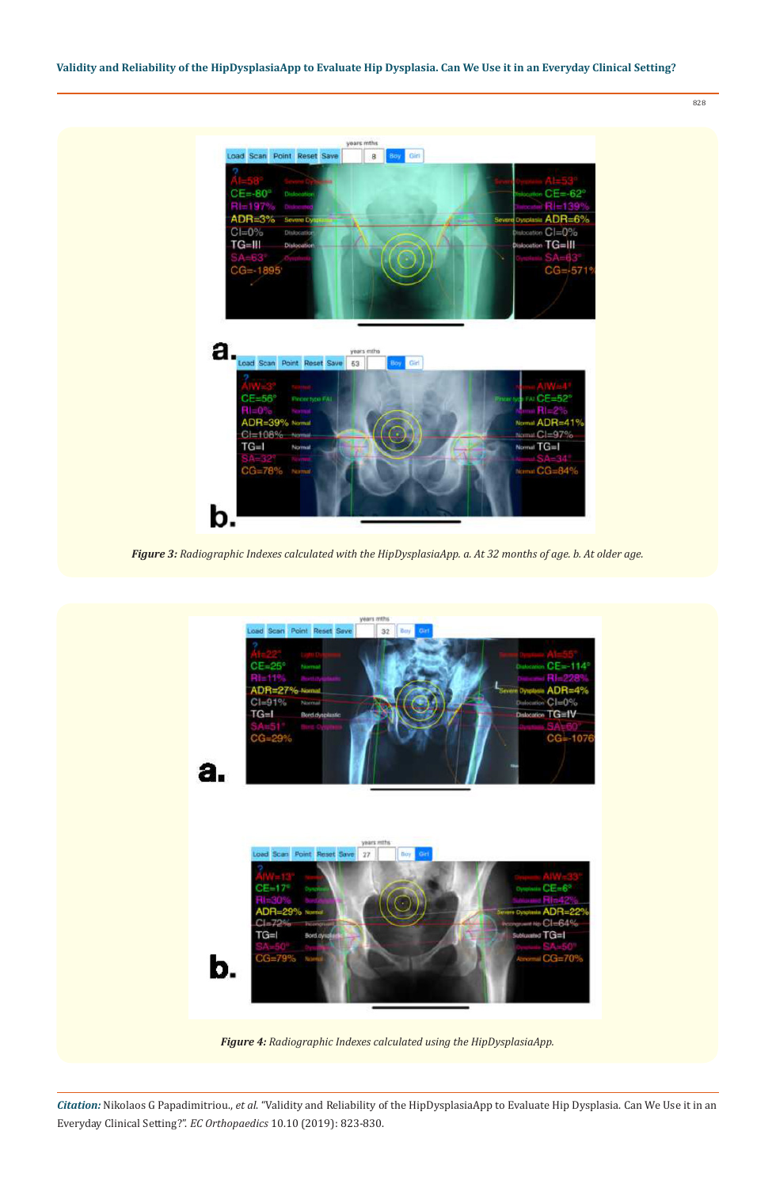***Figure 3:*** *Radiographic Indexes calculated with the HipDysplasiaApp. a. At 32 months of age. b. At older age.*

***Figure 4:*** *Radiographic Indexes calculated using the HipDysplasiaApp.*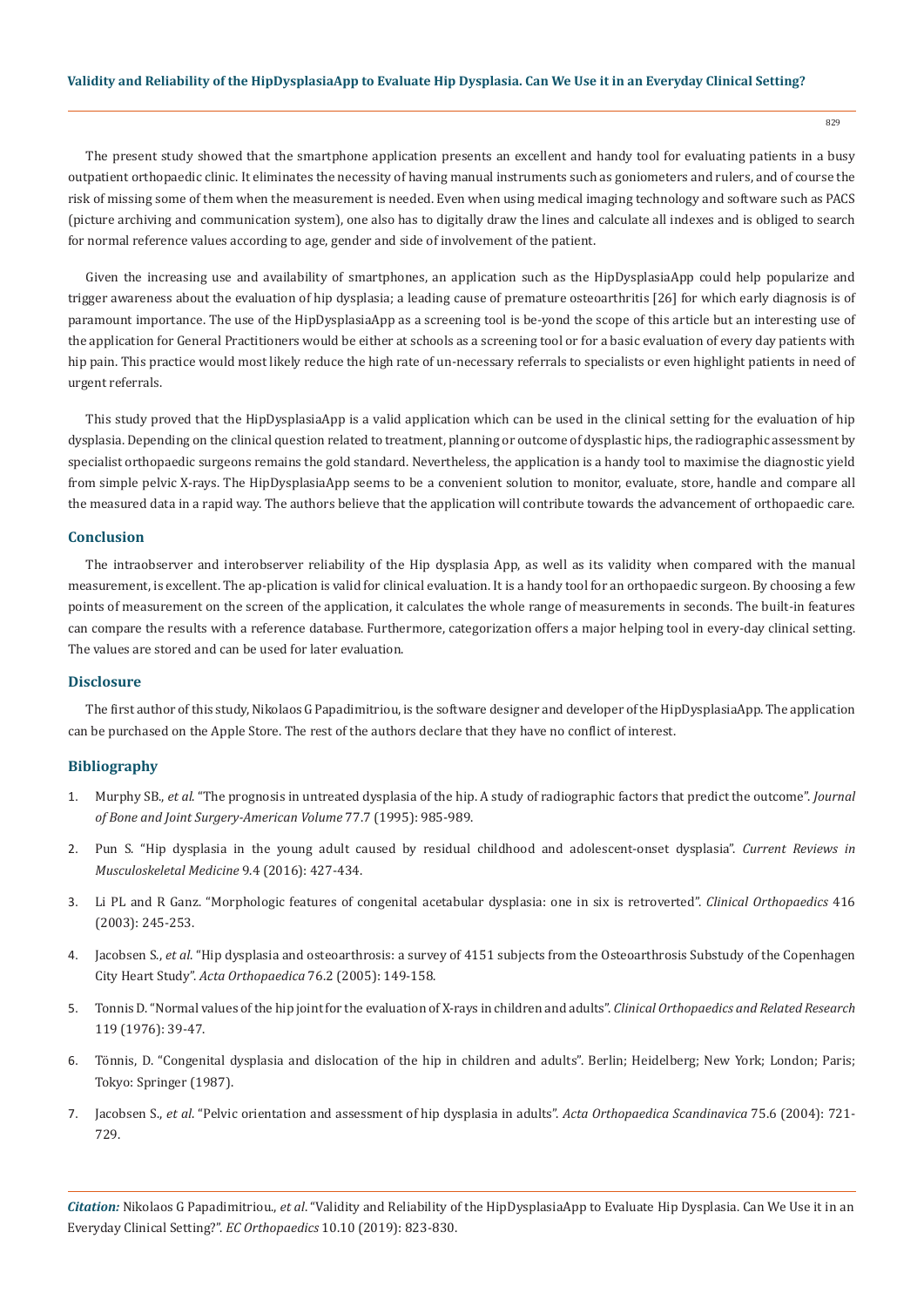The present study showed that the smartphone application presents an excellent and handy tool for evaluating patients in a busy outpatient orthopaedic clinic. It eliminates the necessity of having manual instruments such as goniometers and rulers, and of course the risk of missing some of them when the measurement is needed. Even when using medical imaging technology and software such as PACS (picture archiving and communication system), one also has to digitally draw the lines and calculate all indexes and is obliged to search for normal reference values according to age, gender and side of involvement of the patient.

Given the increasing use and availability of smartphones, an application such as the HipDysplasiaApp could help popularize and trigger awareness about the evaluation of hip dysplasia; a leading cause of premature osteoarthritis [26] for which early diagnosis is of paramount importance. The use of the HipDysplasiaApp as a screening tool is be-yond the scope of this article but an interesting use of the application for General Practitioners would be either at schools as a screening tool or for a basic evaluation of every day patients with hip pain. This practice would most likely reduce the high rate of un-necessary referrals to specialists or even highlight patients in need of urgent referrals.

This study proved that the HipDysplasiaApp is a valid application which can be used in the clinical setting for the evaluation of hip dysplasia. Depending on the clinical question related to treatment, planning or outcome of dysplastic hips, the radiographic assessment by specialist orthopaedic surgeons remains the gold standard. Nevertheless, the application is a handy tool to maximise the diagnostic yield from simple pelvic X-rays. The HipDysplasiaApp seems to be a convenient solution to monitor, evaluate, store, handle and compare all the measured data in a rapid way. The authors believe that the application will contribute towards the advancement of orthopaedic care.

## Conclusion

The intraobserver and interobserver reliability of the Hip dysplasia App, as well as its validity when compared with the manual measurement, is excellent. The ap-plication is valid for clinical evaluation. It is a handy tool for an orthopaedic surgeon. By choosing a few points of measurement on the screen of the application, it calculates the whole range of measurements in seconds. The built-in features can compare the results with a reference database. Furthermore, categorization offers a major helping tool in every-day clinical setting. The values are stored and can be used for later evaluation.

## Disclosure

The first author of this study, Nikolaos G Papadimitriou, is the software designer and developer of the HipDysplasiaApp. The application can be purchased on the Apple Store. The rest of the authors declare that they have no conflict of interest.

## Bibliography

1. Murphy SB., *et al.* "The prognosis in untreated dysplasia of the hip. A study of radiographic factors that predict the outcome". *Journal of Bone and Joint Surgery-American Volume* 77.7 (1995): 985-989.
2. Pun S. "Hip dysplasia in the young adult caused by residual childhood and adolescent-onset dysplasia". *Current Reviews in Musculoskeletal Medicine* 9.4 (2016): 427-434.
3. Li PL and R Ganz. "Morphologic features of congenital acetabular dysplasia: one in six is retroverted". *Clinical Orthopaedics* 416 (2003): 245-253.
4. Jacobsen S., *et al.* "Hip dysplasia and osteoarthrosis: a survey of 4151 subjects from the Osteoarthrosis Substudy of the Copenhagen City Heart Study". *Acta Orthopaedica* 76.2 (2005): 149-158.
5. Tonnis D. "Normal values of the hip joint for the evaluation of X-rays in children and adults". *Clinical Orthopaedics and Related Research* 119 (1976): 39-47.
6. Tönnis, D. "Congenital dysplasia and dislocation of the hip in children and adults". Berlin; Heidelberg; New York; London; Paris; Tokyo: Springer (1987).
7. Jacobsen S., *et al.* "Pelvic orientation and assessment of hip dysplasia in adults". *Acta Orthopaedica Scandinavica* 75.6 (2004): 721-729.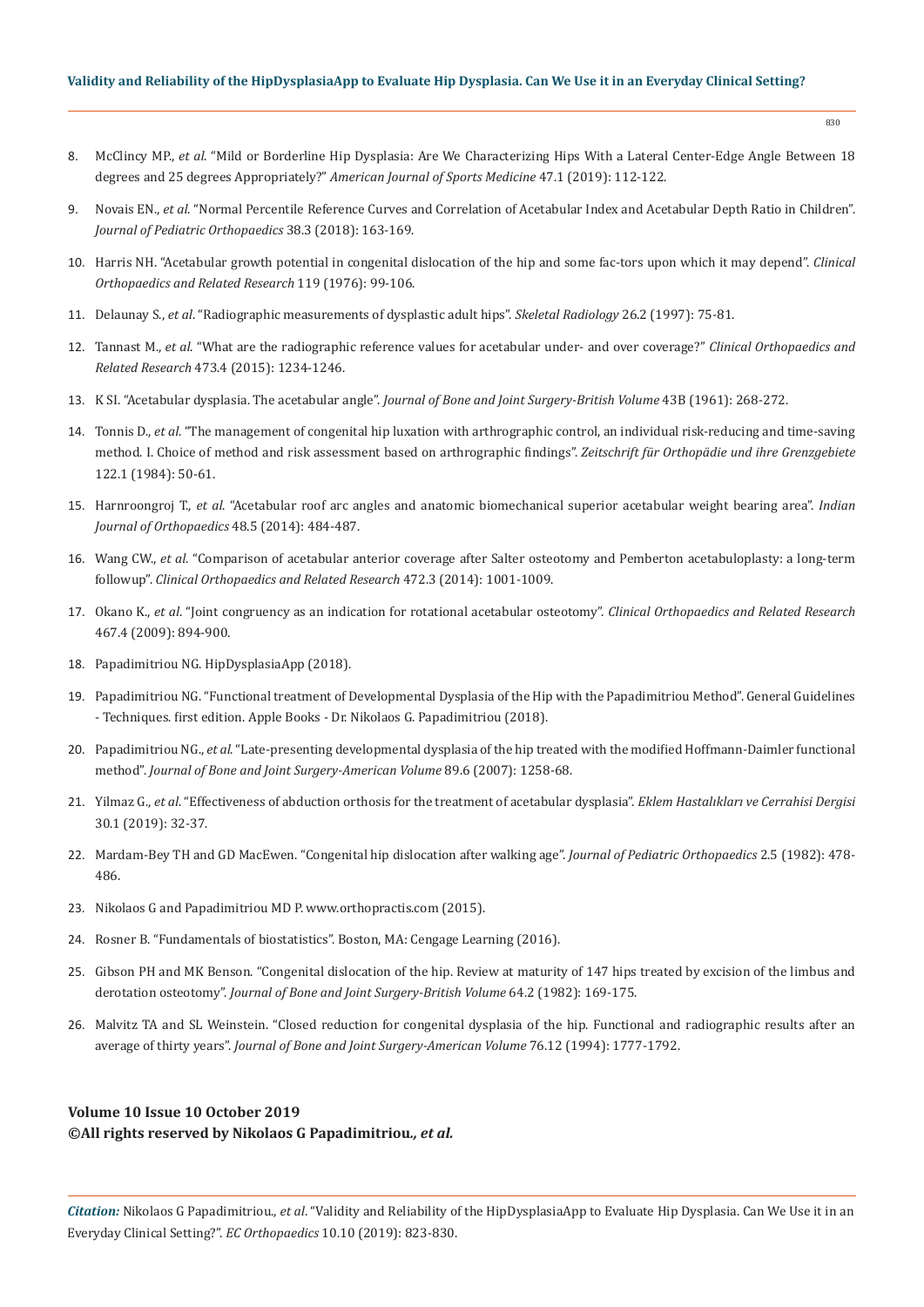8. McClincy MP., *et al*. "Mild or Borderline Hip Dysplasia: Are We Characterizing Hips With a Lateral Center-Edge Angle Between 18 degrees and 25 degrees Appropriately?" *American Journal of Sports Medicine* 47.1 (2019): 112-122.
9. Novais EN., *et al*. "Normal Percentile Reference Curves and Correlation of Acetabular Index and Acetabular Depth Ratio in Children". *Journal of Pediatric Orthopaedics* 38.3 (2018): 163-169.
10. Harris NH. "Acetabular growth potential in congenital dislocation of the hip and some fac-tors upon which it may depend". *Clinical Orthopaedics and Related Research* 119 (1976): 99-106.
11. Delaunay S., *et al*. "Radiographic measurements of dysplastic adult hips". *Skeletal Radiology* 26.2 (1997): 75-81.
12. Tannast M., *et al*. "What are the radiographic reference values for acetabular under- and over coverage?" *Clinical Orthopaedics and Related Research* 473.4 (2015): 1234-1246.
13. K SI. "Acetabular dysplasia. The acetabular angle". *Journal of Bone and Joint Surgery-British Volume* 43B (1961): 268-272.
14. Tonnis D., *et al*. "The management of congenital hip luxation with arthrographic control, an individual risk-reducing and time-saving method. I. Choice of method and risk assessment based on arthrographic findings". *Zeitschrift für Orthopädie und ihre Grenzgebiete* 122.1 (1984): 50-61.
15. Harnroongroj T., *et al*. "Acetabular roof arc angles and anatomic biomechanical superior acetabular weight bearing area". *Indian Journal of Orthopaedics* 48.5 (2014): 484-487.
16. Wang CW., *et al*. "Comparison of acetabular anterior coverage after Salter osteotomy and Pemberton acetabuloplasty: a long-term followup". *Clinical Orthopaedics and Related Research* 472.3 (2014): 1001-1009.
17. Okano K., *et al*. "Joint congruency as an indication for rotational acetabular osteotomy". *Clinical Orthopaedics and Related Research* 467.4 (2009): 894-900.
18. Papadimitriou NG. HipDysplasiaApp (2018).
19. Papadimitriou NG. "Functional treatment of Developmental Dysplasia of the Hip with the Papadimitriou Method". General Guidelines - Techniques. first edition. Apple Books - Dr. Nikolaos G. Papadimitriou (2018).
20. Papadimitriou NG., *et al*. "Late-presenting developmental dysplasia of the hip treated with the modified Hoffmann-Daimler functional method". *Journal of Bone and Joint Surgery-American Volume* 89.6 (2007): 1258-68.
21. Yilmaz G., *et al*. "Effectiveness of abduction orthosis for the treatment of acetabular dysplasia". *Eklem Hastalıkları ve Cerrahisi Dergisi* 30.1 (2019): 32-37.
22. Mardam-Bey TH and GD MacEwen. "Congenital hip dislocation after walking age". *Journal of Pediatric Orthopaedics* 2.5 (1982): 478-486.
23. Nikolaos G and Papadimitriou MD P. www.orthopractis.com (2015).
24. Rosner B. "Fundamentals of biostatistics". Boston, MA: Cengage Learning (2016).
25. Gibson PH and MK Benson. "Congenital dislocation of the hip. Review at maturity of 147 hips treated by excision of the limbus and derotation osteotomy". *Journal of Bone and Joint Surgery-British Volume* 64.2 (1982): 169-175.
26. Malvitz TA and SL Weinstein. "Closed reduction for congenital dysplasia of the hip. Functional and radiographic results after an average of thirty years". *Journal of Bone and Joint Surgery-American Volume* 76.12 (1994): 1777-1792.

**Volume 10 Issue 10 October 2019**
**©All rights reserved by Nikolaos G Papadimitriou*., et al.***